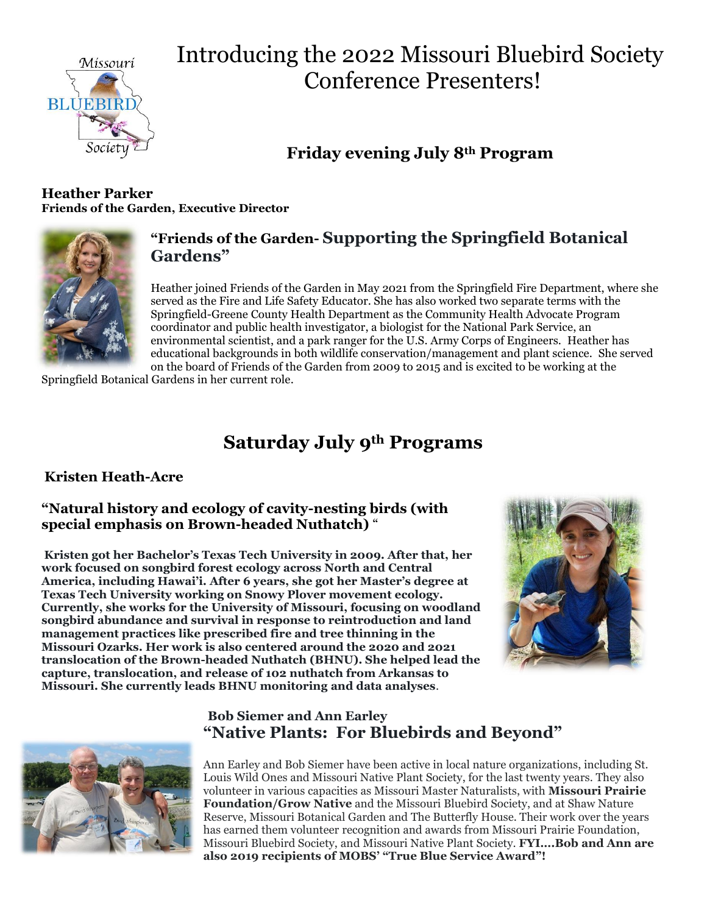# Introducing the 2022 Missouri Bluebird Society Conference Presenters!

## Friday evening July 8th Program

**Heather Parker**
**Friends of the Garden, Executive Director**

### "Friends of the Garden- Supporting the Springfield Botanical Gardens"

Heather joined Friends of the Garden in May 2021 from the Springfield Fire Department, where she served as the Fire and Life Safety Educator. She has also worked two separate terms with the Springfield-Greene County Health Department as the Community Health Advocate Program coordinator and public health investigator, a biologist for the National Park Service, an environmental scientist, and a park ranger for the U.S. Army Corps of Engineers. Heather has educational backgrounds in both wildlife conservation/management and plant science. She served on the board of Friends of the Garden from 2009 to 2015 and is excited to be working at the Springfield Botanical Gardens in her current role.

## Saturday July 9th Programs

**Kristen Heath-Acre**

### "Natural history and ecology of cavity-nesting birds (with special emphasis on Brown-headed Nuthatch) "

**Kristen got her Bachelor's Texas Tech University in 2009. After that, her work focused on songbird forest ecology across North and Central America, including Hawai'i. After 6 years, she got her Master's degree at Texas Tech University working on Snowy Plover movement ecology. Currently, she works for the University of Missouri, focusing on woodland songbird abundance and survival in response to reintroduction and land management practices like prescribed fire and tree thinning in the Missouri Ozarks. Her work is also centered around the 2020 and 2021 translocation of the Brown-headed Nuthatch (BHNU). She helped lead the capture, translocation, and release of 102 nuthatch from Arkansas to Missouri. She currently leads BHNU monitoring and data analyses**.

**Bob Siemer and Ann Earley**

### "Native Plants: For Bluebirds and Beyond"

Ann Earley and Bob Siemer have been active in local nature organizations, including St. Louis Wild Ones and Missouri Native Plant Society, for the last twenty years. They also volunteer in various capacities as Missouri Master Naturalists, with **Missouri Prairie Foundation/Grow Native** and the Missouri Bluebird Society, and at Shaw Nature Reserve, Missouri Botanical Garden and The Butterfly House. Their work over the years has earned them volunteer recognition and awards from Missouri Prairie Foundation, Missouri Bluebird Society, and Missouri Native Plant Society. **FYI....Bob and Ann are also 2019 recipients of MOBS' "True Blue Service Award"!**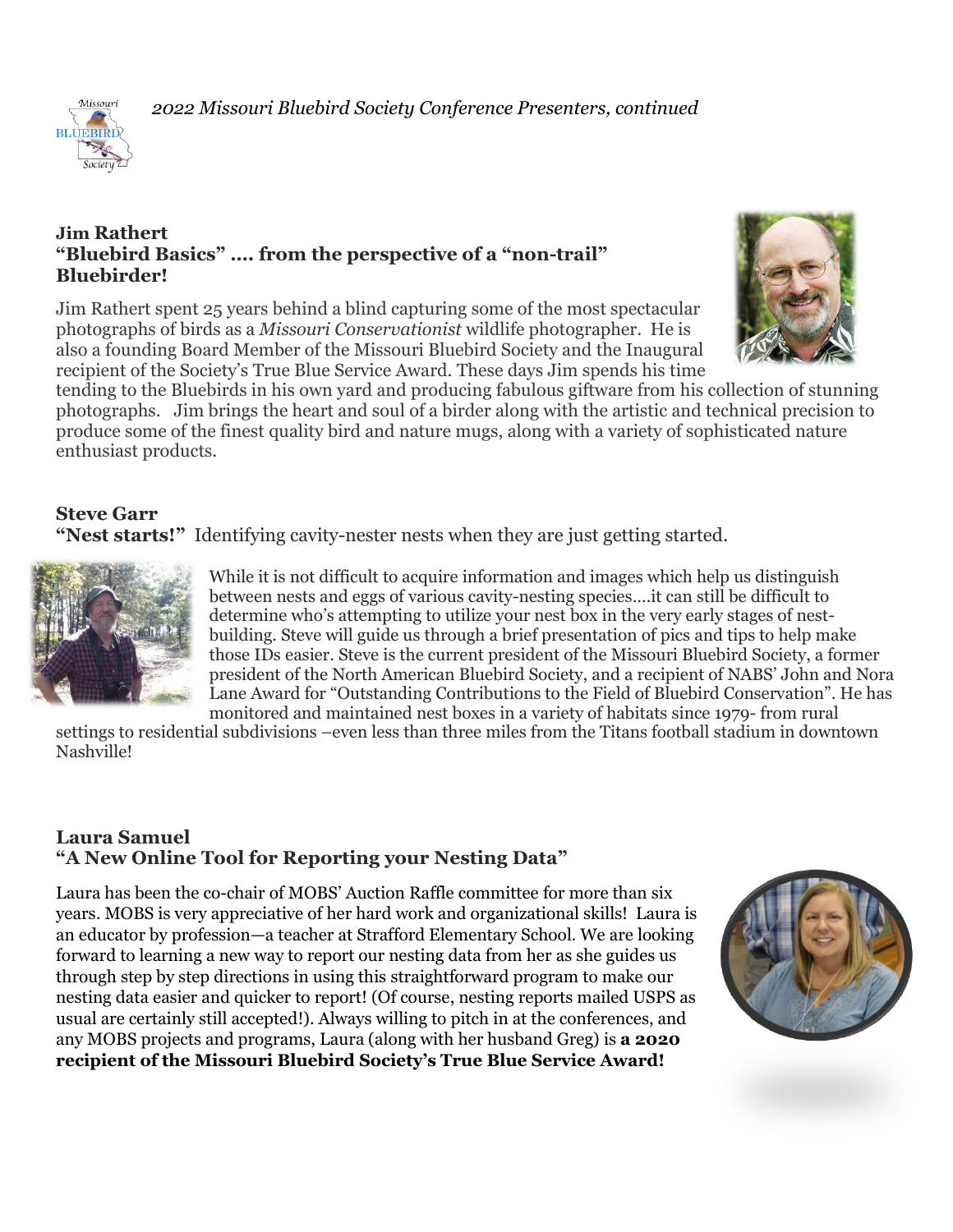*2022 Missouri Bluebird Society Conference Presenters, continued*

**Jim Rathert**
**"Bluebird Basics" …. from the perspective of a "non-trail" Bluebirder!**

Jim Rathert spent 25 years behind a blind capturing some of the most spectacular photographs of birds as a *Missouri Conservationist* wildlife photographer. He is also a founding Board Member of the Missouri Bluebird Society and the Inaugural recipient of the Society's True Blue Service Award. These days Jim spends his time tending to the Bluebirds in his own yard and producing fabulous giftware from his collection of stunning photographs. Jim brings the heart and soul of a birder along with the artistic and technical precision to produce some of the finest quality bird and nature mugs, along with a variety of sophisticated nature enthusiast products.

**Steve Garr**
**"Nest starts!"** Identifying cavity-nester nests when they are just getting started.

While it is not difficult to acquire information and images which help us distinguish between nests and eggs of various cavity-nesting species….it can still be difficult to determine who's attempting to utilize your nest box in the very early stages of nest-building. Steve will guide us through a brief presentation of pics and tips to help make those IDs easier. Steve is the current president of the Missouri Bluebird Society, a former president of the North American Bluebird Society, and a recipient of NABS' John and Nora Lane Award for "Outstanding Contributions to the Field of Bluebird Conservation". He has monitored and maintained nest boxes in a variety of habitats since 1979- from rural settings to residential subdivisions –even less than three miles from the Titans football stadium in downtown Nashville!

**Laura Samuel**
**"A New Online Tool for Reporting your Nesting Data"**

Laura has been the co-chair of MOBS' Auction Raffle committee for more than six years. MOBS is very appreciative of her hard work and organizational skills! Laura is an educator by profession—a teacher at Strafford Elementary School. We are looking forward to learning a new way to report our nesting data from her as she guides us through step by step directions in using this straightforward program to make our nesting data easier and quicker to report! (Of course, nesting reports mailed USPS as usual are certainly still accepted!). Always willing to pitch in at the conferences, and any MOBS projects and programs, Laura (along with her husband Greg) is **a 2020 recipient of the Missouri Bluebird Society's True Blue Service Award!**